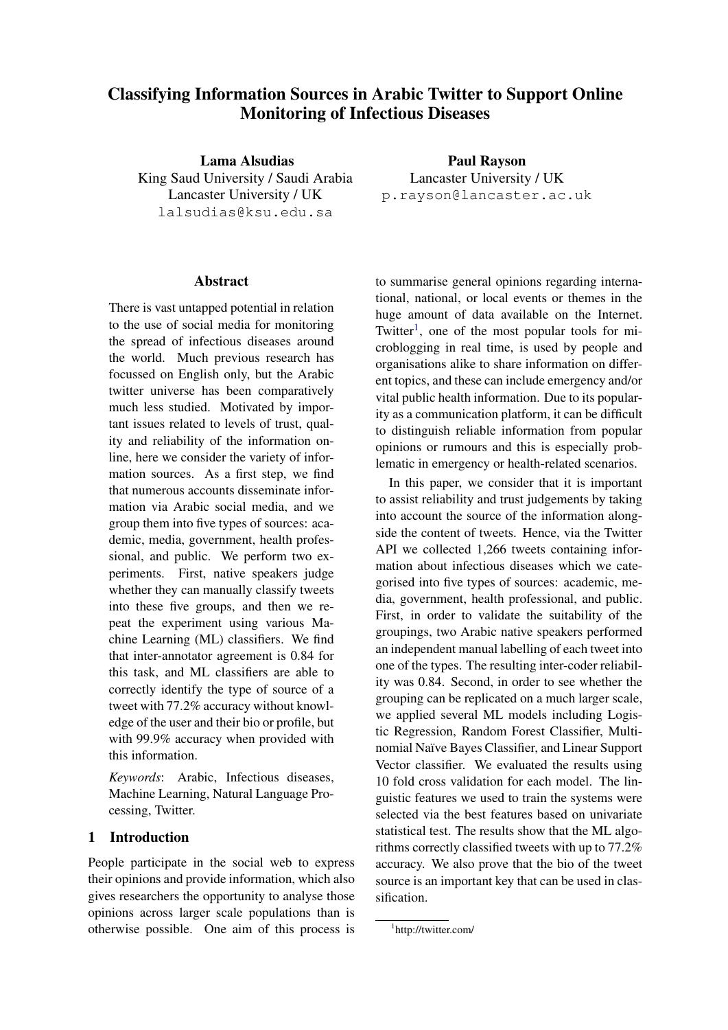# Classifying Information Sources in Arabic Twitter to Support Online Monitoring of Infectious Diseases

**Lama Alsudias**
King Saud University / Saudi Arabia
Lancaster University / UK
lalsudias@ksu.edu.sa

**Paul Rayson**
Lancaster University / UK
p.rayson@lancaster.ac.uk

## Abstract

There is vast untapped potential in relation to the use of social media for monitoring the spread of infectious diseases around the world. Much previous research has focussed on English only, but the Arabic twitter universe has been comparatively much less studied. Motivated by important issues related to levels of trust, quality and reliability of the information online, here we consider the variety of information sources. As a first step, we find that numerous accounts disseminate information via Arabic social media, and we group them into five types of sources: academic, media, government, health professional, and public. We perform two experiments. First, native speakers judge whether they can manually classify tweets into these five groups, and then we repeat the experiment using various Machine Learning (ML) classifiers. We find that inter-annotator agreement is 0.84 for this task, and ML classifiers are able to correctly identify the type of source of a tweet with 77.2% accuracy without knowledge of the user and their bio or profile, but with 99.9% accuracy when provided with this information.

*Keywords*: Arabic, Infectious diseases, Machine Learning, Natural Language Processing, Twitter.

## 1 Introduction

People participate in the social web to express their opinions and provide information, which also gives researchers the opportunity to analyse those opinions across larger scale populations than is otherwise possible. One aim of this process is to summarise general opinions regarding international, national, or local events or themes in the huge amount of data available on the Internet. Twitter[1], one of the most popular tools for microblogging in real time, is used by people and organisations alike to share information on different topics, and these can include emergency and/or vital public health information. Due to its popularity as a communication platform, it can be difficult to distinguish reliable information from popular opinions or rumours and this is especially problematic in emergency or health-related scenarios.

In this paper, we consider that it is important to assist reliability and trust judgements by taking into account the source of the information alongside the content of tweets. Hence, via the Twitter API we collected 1,266 tweets containing information about infectious diseases which we categorised into five types of sources: academic, media, government, health professional, and public. First, in order to validate the suitability of the groupings, two Arabic native speakers performed an independent manual labelling of each tweet into one of the types. The resulting inter-coder reliability was 0.84. Second, in order to see whether the grouping can be replicated on a much larger scale, we applied several ML models including Logistic Regression, Random Forest Classifier, Multinomial Naïve Bayes Classifier, and Linear Support Vector classifier. We evaluated the results using 10 fold cross validation for each model. The linguistic features we used to train the systems were selected via the best features based on univariate statistical test. The results show that the ML algorithms correctly classified tweets with up to 77.2% accuracy. We also prove that the bio of the tweet source is an important key that can be used in classification.

[1] http://twitter.com/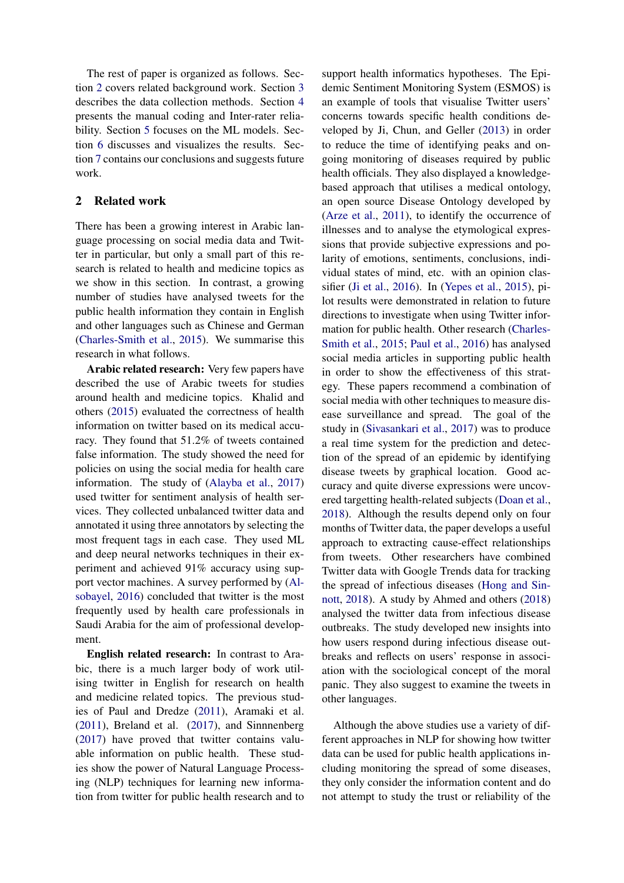The rest of paper is organized as follows. Section 2 covers related background work. Section 3 describes the data collection methods. Section 4 presents the manual coding and Inter-rater reliability. Section 5 focuses on the ML models. Section 6 discusses and visualizes the results. Section 7 contains our conclusions and suggests future work.

## 2 Related work

There has been a growing interest in Arabic language processing on social media data and Twitter in particular, but only a small part of this research is related to health and medicine topics as we show in this section. In contrast, a growing number of studies have analysed tweets for the public health information they contain in English and other languages such as Chinese and German (Charles-Smith et al., 2015). We summarise this research in what follows.

**Arabic related research:** Very few papers have described the use of Arabic tweets for studies around health and medicine topics. Khalid and others (2015) evaluated the correctness of health information on twitter based on its medical accuracy. They found that 51.2% of tweets contained false information. The study showed the need for policies on using the social media for health care information. The study of (Alayba et al., 2017) used twitter for sentiment analysis of health services. They collected unbalanced twitter data and annotated it using three annotators by selecting the most frequent tags in each case. They used ML and deep neural networks techniques in their experiment and achieved 91% accuracy using support vector machines. A survey performed by (Alsobayel, 2016) concluded that twitter is the most frequently used by health care professionals in Saudi Arabia for the aim of professional development.

**English related research:** In contrast to Arabic, there is a much larger body of work utilising twitter in English for research on health and medicine related topics. The previous studies of Paul and Dredze (2011), Aramaki et al. (2011), Breland et al. (2017), and Sinnenberg (2017) have proved that twitter contains valuable information on public health. These studies show the power of Natural Language Processing (NLP) techniques for learning new information from twitter for public health research and to support health informatics hypotheses. The Epidemic Sentiment Monitoring System (ESMOS) is an example of tools that visualise Twitter users' concerns towards specific health conditions developed by Ji, Chun, and Geller (2013) in order to reduce the time of identifying peaks and ongoing monitoring of diseases required by public health officials. They also displayed a knowledge-based approach that utilises a medical ontology, an open source Disease Ontology developed by (Arze et al., 2011), to identify the occurrence of illnesses and to analyse the etymological expressions that provide subjective expressions and polarity of emotions, sentiments, conclusions, individual states of mind, etc. with an opinion classifier (Ji et al., 2016). In (Yepes et al., 2015), pilot results were demonstrated in relation to future directions to investigate when using Twitter information for public health. Other research (Charles-Smith et al., 2015; Paul et al., 2016) has analysed social media articles in supporting public health in order to show the effectiveness of this strategy. These papers recommend a combination of social media with other techniques to measure disease surveillance and spread. The goal of the study in (Sivasankari et al., 2017) was to produce a real time system for the prediction and detection of the spread of an epidemic by identifying disease tweets by graphical location. Good accuracy and quite diverse expressions were uncovered targetting health-related subjects (Doan et al., 2018). Although the results depend only on four months of Twitter data, the paper develops a useful approach to extracting cause-effect relationships from tweets. Other researchers have combined Twitter data with Google Trends data for tracking the spread of infectious diseases (Hong and Sinnott, 2018). A study by Ahmed and others (2018) analysed the twitter data from infectious disease outbreaks. The study developed new insights into how users respond during infectious disease outbreaks and reflects on users' response in association with the sociological concept of the moral panic. They also suggest to examine the tweets in other languages.

Although the above studies use a variety of different approaches in NLP for showing how twitter data can be used for public health applications including monitoring the spread of some diseases, they only consider the information content and do not attempt to study the trust or reliability of the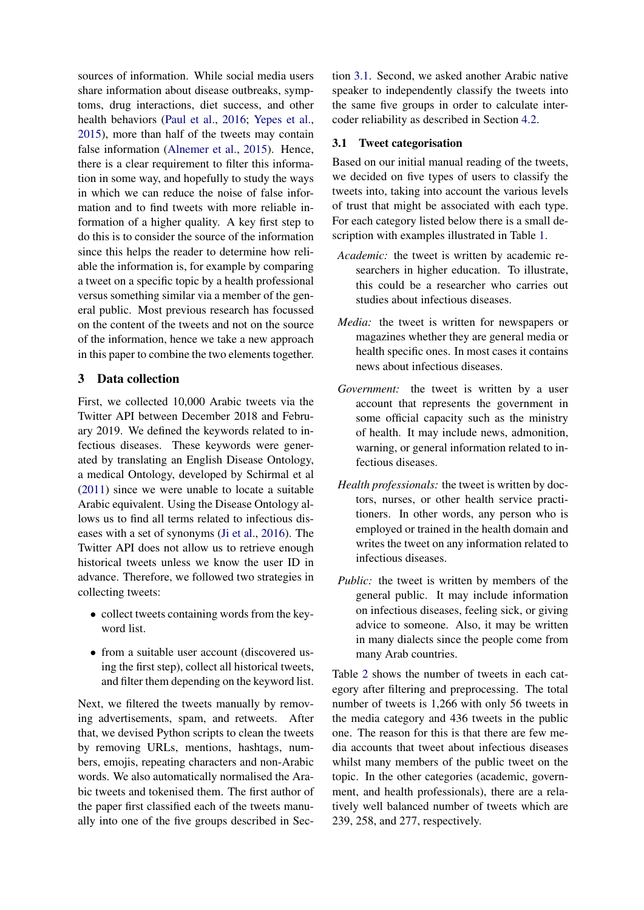sources of information. While social media users share information about disease outbreaks, symptoms, drug interactions, diet success, and other health behaviors (Paul et al., 2016; Yepes et al., 2015), more than half of the tweets may contain false information (Alnemer et al., 2015). Hence, there is a clear requirement to filter this information in some way, and hopefully to study the ways in which we can reduce the noise of false information and to find tweets with more reliable information of a higher quality. A key first step to do this is to consider the source of the information since this helps the reader to determine how reliable the information is, for example by comparing a tweet on a specific topic by a health professional versus something similar via a member of the general public. Most previous research has focussed on the content of the tweets and not on the source of the information, hence we take a new approach in this paper to combine the two elements together.

## 3 Data collection

First, we collected 10,000 Arabic tweets via the Twitter API between December 2018 and February 2019. We defined the keywords related to infectious diseases. These keywords were generated by translating an English Disease Ontology, a medical Ontology, developed by Schirmal et al (2011) since we were unable to locate a suitable Arabic equivalent. Using the Disease Ontology allows us to find all terms related to infectious diseases with a set of synonyms (Ji et al., 2016). The Twitter API does not allow us to retrieve enough historical tweets unless we know the user ID in advance. Therefore, we followed two strategies in collecting tweets:

- collect tweets containing words from the keyword list.
- from a suitable user account (discovered using the first step), collect all historical tweets, and filter them depending on the keyword list.

Next, we filtered the tweets manually by removing advertisements, spam, and retweets. After that, we devised Python scripts to clean the tweets by removing URLs, mentions, hashtags, numbers, emojis, repeating characters and non-Arabic words. We also automatically normalised the Arabic tweets and tokenised them. The first author of the paper first classified each of the tweets manually into one of the five groups described in Section 3.1. Second, we asked another Arabic native speaker to independently classify the tweets into the same five groups in order to calculate intercoder reliability as described in Section 4.2.

### 3.1 Tweet categorisation

Based on our initial manual reading of the tweets, we decided on five types of users to classify the tweets into, taking into account the various levels of trust that might be associated with each type. For each category listed below there is a small description with examples illustrated in Table 1.

*Academic:* the tweet is written by academic researchers in higher education. To illustrate, this could be a researcher who carries out studies about infectious diseases.

*Media:* the tweet is written for newspapers or magazines whether they are general media or health specific ones. In most cases it contains news about infectious diseases.

*Government:* the tweet is written by a user account that represents the government in some official capacity such as the ministry of health. It may include news, admonition, warning, or general information related to infectious diseases.

*Health professionals:* the tweet is written by doctors, nurses, or other health service practitioners. In other words, any person who is employed or trained in the health domain and writes the tweet on any information related to infectious diseases.

*Public:* the tweet is written by members of the general public. It may include information on infectious diseases, feeling sick, or giving advice to someone. Also, it may be written in many dialects since the people come from many Arab countries.

Table 2 shows the number of tweets in each category after filtering and preprocessing. The total number of tweets is 1,266 with only 56 tweets in the media category and 436 tweets in the public one. The reason for this is that there are few media accounts that tweet about infectious diseases whilst many members of the public tweet on the topic. In the other categories (academic, government, and health professionals), there are a relatively well balanced number of tweets which are 239, 258, and 277, respectively.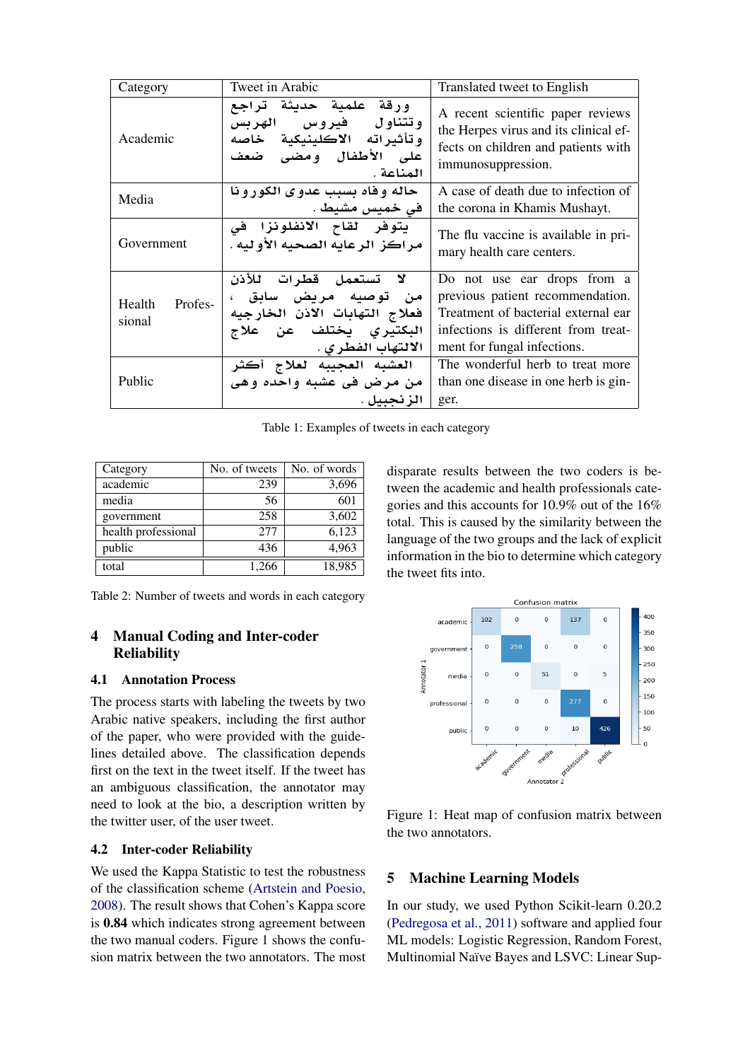| Category | Tweet in Arabic | Translated tweet to English |
|---|---|---|
| Academic | ورقة علمية حديثة تراجع فيروس الهربس وتتناول وتأثيراته الاكلينيكية خاصه على الأطفال ومضى ضعف المناعة . | A recent scientific paper reviews the Herpes virus and its clinical effects on children and patients with immunosuppression. |
| Media | حاله وفاه بسبب عدوى الكورونا في خميس مشيط . | A case of death due to infection of the corona in Khamis Mushayt. |
| Government | يتوفر لقاح الانفلونزا في مراكز الرعايه الصحيه الأوليه . | The flu vaccine is available in primary health care centers. |
| Health Professional | لا تستعمل قطرات للأذن من توصيه مريض سابق ، فعلاج التهابات الاذن الخارجيه البكتيري يختلف عن علاج الالتهاب الفطري . | Do not use ear drops from a previous patient recommendation. Treatment of bacterial external ear infections is different from treatment for fungal infections. |
| Public | العشبه العجيبه لعلاج أكثر من مرض فى عشبه واحده وهى الزنجبيل . | The wonderful herb to treat more than one disease in one herb is ginger. |

Table 1: Examples of tweets in each category

| Category | No. of tweets | No. of words |
|---|---|---|
| academic | 239 | 3,696 |
| media | 56 | 601 |
| government | 258 | 3,602 |
| health professional | 277 | 6,123 |
| public | 436 | 4,963 |
| total | 1,266 | 18,985 |

Table 2: Number of tweets and words in each category

## 4 Manual Coding and Inter-coder Reliability

### 4.1 Annotation Process

The process starts with labeling the tweets by two Arabic native speakers, including the first author of the paper, who were provided with the guidelines detailed above. The classification depends first on the text in the tweet itself. If the tweet has an ambiguous classification, the annotator may need to look at the bio, a description written by the twitter user, of the user tweet.

### 4.2 Inter-coder Reliability

We used the Kappa Statistic to test the robustness of the classification scheme (Artstein and Poesio, 2008). The result shows that Cohen's Kappa score is **0.84** which indicates strong agreement between the two manual coders. Figure 1 shows the confusion matrix between the two annotators. The most disparate results between the two coders is between the academic and health professionals categories and this accounts for 10.9% out of the 16% total. This is caused by the similarity between the language of the two groups and the lack of explicit information in the bio to determine which category the tweet fits into.

Figure 1: Heat map of confusion matrix between the two annotators.

## 5 Machine Learning Models

In our study, we used Python Scikit-learn 0.20.2 (Pedregosa et al., 2011) software and applied four ML models: Logistic Regression, Random Forest, Multinomial Naïve Bayes and LSVC: Linear Sup-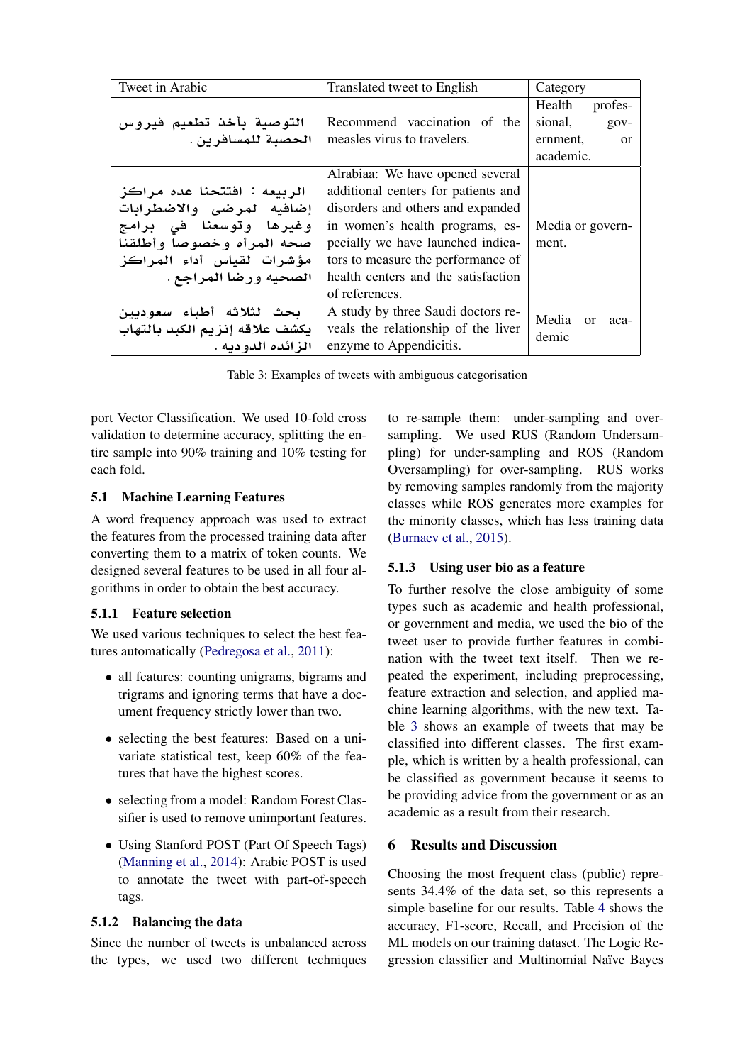| Tweet in Arabic | Translated tweet to English | Category |
|---|---|---|
| التوصية بأخذ تطعيم فيروس الحصبة للمسافرين. | Recommend vaccination of the measles virus to travelers. | Health professional, government, or academic. |
| الربيعه : افتتحنا عده مراكز إضافيه لمرضى والاضطرابات وغيرها وتوسعنا في برامج صحه المرأه وخصوصاً وأطلقنا مؤشرات لقياس أداء المراكز الصحيه ورضا المراجع. | Alrabiaa: We have opened several additional centers for patients and disorders and others and expanded in women's health programs, especially we have launched indicators to measure the performance of health centers and the satisfaction of references. | Media or government. |
| بحث لثلاثه أطباء سعوديين يكشف علاقه إنزيم الكبد بالتهاب الزائده الدوديه. | A study by three Saudi doctors reveals the relationship of the liver enzyme to Appendicitis. | Media or academic |

Table 3: Examples of tweets with ambiguous categorisation

port Vector Classification. We used 10-fold cross validation to determine accuracy, splitting the entire sample into 90% training and 10% testing for each fold.

### 5.1 Machine Learning Features

A word frequency approach was used to extract the features from the processed training data after converting them to a matrix of token counts. We designed several features to be used in all four algorithms in order to obtain the best accuracy.

#### 5.1.1 Feature selection

We used various techniques to select the best features automatically (Pedregosa et al., 2011):

- all features: counting unigrams, bigrams and trigrams and ignoring terms that have a document frequency strictly lower than two.
- selecting the best features: Based on a univariate statistical test, keep 60% of the features that have the highest scores.
- selecting from a model: Random Forest Classifier is used to remove unimportant features.
- Using Stanford POST (Part Of Speech Tags) (Manning et al., 2014): Arabic POST is used to annotate the tweet with part-of-speech tags.

#### 5.1.2 Balancing the data

Since the number of tweets is unbalanced across the types, we used two different techniques to re-sample them: under-sampling and over-sampling. We used RUS (Random Undersampling) for under-sampling and ROS (Random Oversampling) for over-sampling. RUS works by removing samples randomly from the majority classes while ROS generates more examples for the minority classes, which has less training data (Burnaev et al., 2015).

#### 5.1.3 Using user bio as a feature

To further resolve the close ambiguity of some types such as academic and health professional, or government and media, we used the bio of the tweet user to provide further features in combination with the tweet text itself. Then we repeated the experiment, including preprocessing, feature extraction and selection, and applied machine learning algorithms, with the new text. Table 3 shows an example of tweets that may be classified into different classes. The first example, which is written by a health professional, can be classified as government because it seems to be providing advice from the government or as an academic as a result from their research.

## 6 Results and Discussion

Choosing the most frequent class (public) represents 34.4% of the data set, so this represents a simple baseline for our results. Table 4 shows the accuracy, F1-score, Recall, and Precision of the ML models on our training dataset. The Logic Regression classifier and Multinomial Naïve Bayes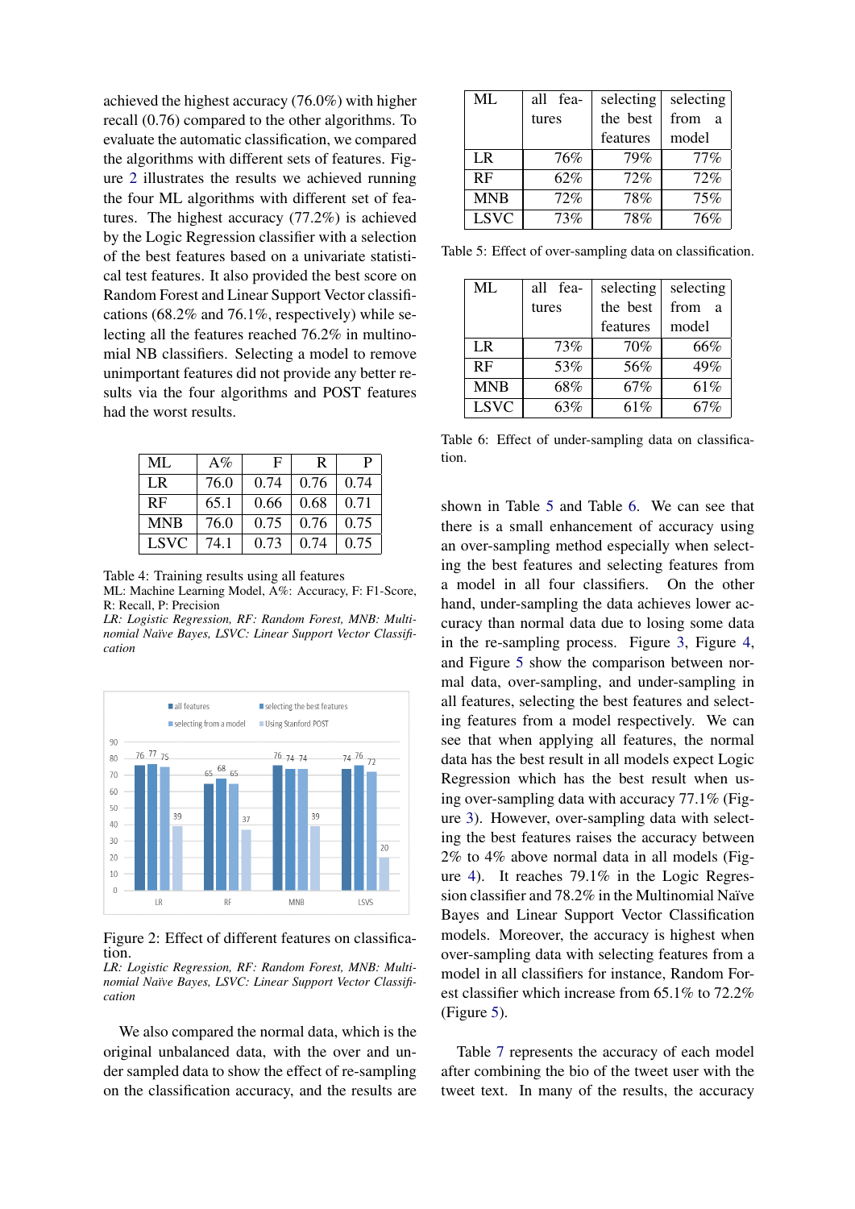achieved the highest accuracy (76.0%) with higher recall (0.76) compared to the other algorithms. To evaluate the automatic classification, we compared the algorithms with different sets of features. Figure 2 illustrates the results we achieved running the four ML algorithms with different set of features. The highest accuracy (77.2%) is achieved by the Logic Regression classifier with a selection of the best features based on a univariate statistical test features. It also provided the best score on Random Forest and Linear Support Vector classifications (68.2% and 76.1%, respectively) while selecting all the features reached 76.2% in multinomial NB classifiers. Selecting a model to remove unimportant features did not provide any better results via the four algorithms and POST features had the worst results.

| ML | A% | F | R | P |
|---|---|---|---|---|
| LR | 76.0 | 0.74 | 0.76 | 0.74 |
| RF | 65.1 | 0.66 | 0.68 | 0.71 |
| MNB | 76.0 | 0.75 | 0.76 | 0.75 |
| LSVC | 74.1 | 0.73 | 0.74 | 0.75 |

Table 4: Training results using all features
ML: Machine Learning Model, A%: Accuracy, F: F1-Score, R: Recall, P: Precision
*LR: Logistic Regression, RF: Random Forest, MNB: Multinomial Naïve Bayes, LSVC: Linear Support Vector Classification*

Figure 2: Effect of different features on classification.
*LR: Logistic Regression, RF: Random Forest, MNB: Multinomial Naïve Bayes, LSVC: Linear Support Vector Classification*

We also compared the normal data, which is the original unbalanced data, with the over and under sampled data to show the effect of re-sampling on the classification accuracy, and the results are shown in Table 5 and Table 6. We can see that there is a small enhancement of accuracy using an over-sampling method especially when selecting the best features and selecting features from a model in all four classifiers. On the other hand, under-sampling the data achieves lower accuracy than normal data due to losing some data in the re-sampling process. Figure 3, Figure 4, and Figure 5 show the comparison between normal data, over-sampling, and under-sampling in all features, selecting the best features and selecting features from a model respectively. We can see that when applying all features, the normal data has the best result in all models expect Logic Regression which has the best result when using over-sampling data with accuracy 77.1% (Figure 3). However, over-sampling data with selecting the best features raises the accuracy between 2% to 4% above normal data in all models (Figure 4). It reaches 79.1% in the Logic Regression classifier and 78.2% in the Multinomial Naïve Bayes and Linear Support Vector Classification models. Moreover, the accuracy is highest when over-sampling data with selecting features from a model in all classifiers for instance, Random Forest classifier which increase from 65.1% to 72.2% (Figure 5).

| ML | all features | selecting the best features | selecting from a model |
|---|---|---|---|
| LR | 76% | 79% | 77% |
| RF | 62% | 72% | 72% |
| MNB | 72% | 78% | 75% |
| LSVC | 73% | 78% | 76% |

Table 5: Effect of over-sampling data on classification.

| ML | all features | selecting the best features | selecting from a model |
|---|---|---|---|
| LR | 73% | 70% | 66% |
| RF | 53% | 56% | 49% |
| MNB | 68% | 67% | 61% |
| LSVC | 63% | 61% | 67% |

Table 6: Effect of under-sampling data on classification.

Table 7 represents the accuracy of each model after combining the bio of the tweet user with the tweet text. In many of the results, the accuracy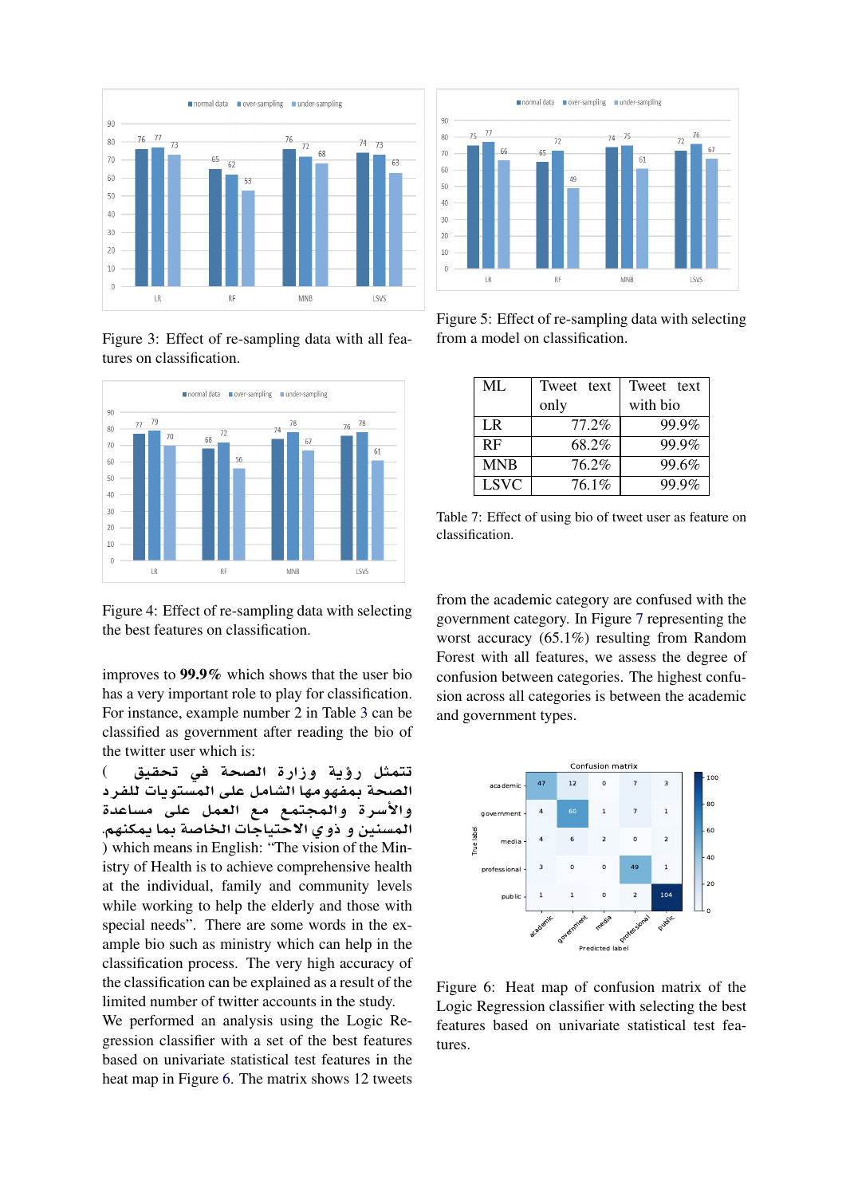Figure 3: Effect of re-sampling data with all features on classification.

Figure 4: Effect of re-sampling data with selecting the best features on classification.

improves to **99.9%** which shows that the user bio has a very important role to play for classification. For instance, example number 2 in Table 3 can be classified as government after reading the bio of the twitter user which is:
( تتمثل رؤية وزارة الصحة في تحقيق الصحة بمفهومها الشامل على المستويات للفرد والأسرة والمجتمع مع العمل على مساعدة المسنين و ذوي الاحتياجات الخاصة بما يمكنهم. ) which means in English: "The vision of the Ministry of Health is to achieve comprehensive health at the individual, family and community levels while working to help the elderly and those with special needs". There are some words in the example bio such as ministry which can help in the classification process. The very high accuracy of the classification can be explained as a result of the limited number of twitter accounts in the study.

We performed an analysis using the Logic Regression classifier with a set of the best features based on univariate statistical test features in the heat map in Figure 6. The matrix shows 12 tweets from the academic category are confused with the government category. In Figure 7 representing the worst accuracy (65.1%) resulting from Random Forest with all features, we assess the degree of confusion between categories. The highest confusion across all categories is between the academic and government types.

Figure 5: Effect of re-sampling data with selecting from a model on classification.

| ML | Tweet text only | Tweet text with bio |
|---|---|---|
| LR | 77.2% | 99.9% |
| RF | 68.2% | 99.9% |
| MNB | 76.2% | 99.6% |
| LSVC | 76.1% | 99.9% |

Table 7: Effect of using bio of tweet user as feature on classification.

Figure 6: Heat map of confusion matrix of the Logic Regression classifier with selecting the best features based on univariate statistical test features.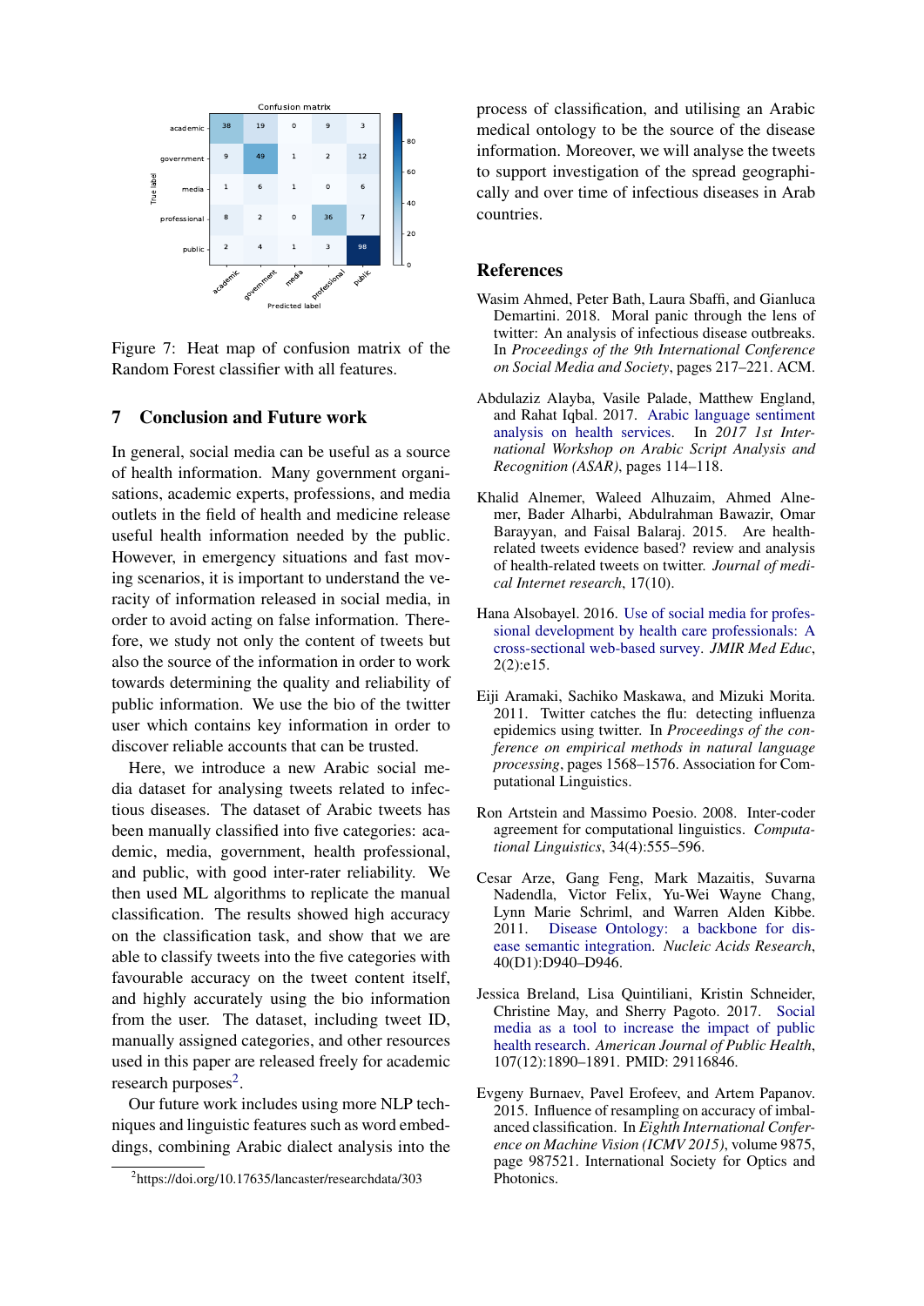Figure 7: Heat map of confusion matrix of the Random Forest classifier with all features.

## 7 Conclusion and Future work

In general, social media can be useful as a source of health information. Many government organisations, academic experts, professions, and media outlets in the field of health and medicine release useful health information needed by the public. However, in emergency situations and fast moving scenarios, it is important to understand the veracity of information released in social media, in order to avoid acting on false information. Therefore, we study not only the content of tweets but also the source of the information in order to work towards determining the quality and reliability of public information. We use the bio of the twitter user which contains key information in order to discover reliable accounts that can be trusted.

Here, we introduce a new Arabic social media dataset for analysing tweets related to infectious diseases. The dataset of Arabic tweets has been manually classified into five categories: academic, media, government, health professional, and public, with good inter-rater reliability. We then used ML algorithms to replicate the manual classification. The results showed high accuracy on the classification task, and show that we are able to classify tweets into the five categories with favourable accuracy on the tweet content itself, and highly accurately using the bio information from the user. The dataset, including tweet ID, manually assigned categories, and other resources used in this paper are released freely for academic research purposes[2].

Our future work includes using more NLP techniques and linguistic features such as word embeddings, combining Arabic dialect analysis into the process of classification, and utilising an Arabic medical ontology to be the source of the disease information. Moreover, we will analyse the tweets to support investigation of the spread geographically and over time of infectious diseases in Arab countries.

[2] https://doi.org/10.17635/lancaster/researchdata/303

## References

Wasim Ahmed, Peter Bath, Laura Sbaffi, and Gianluca Demartini. 2018. Moral panic through the lens of twitter: An analysis of infectious disease outbreaks. In *Proceedings of the 9th International Conference on Social Media and Society*, pages 217–221. ACM.

Abdulaziz Alayba, Vasile Palade, Matthew England, and Rahat Iqbal. 2017. Arabic language sentiment analysis on health services. In *2017 1st International Workshop on Arabic Script Analysis and Recognition (ASAR)*, pages 114–118.

Khalid Alnemer, Waleed Alhuzaim, Ahmed Alnemer, Bader Alharbi, Abdulrahman Bawazir, Omar Barayyan, and Faisal Balaraj. 2015. Are health-related tweets evidence based? review and analysis of health-related tweets on twitter. *Journal of medical Internet research*, 17(10).

Hana Alsobayel. 2016. Use of social media for professional development by health care professionals: A cross-sectional web-based survey. *JMIR Med Educ*, 2(2):e15.

Eiji Aramaki, Sachiko Maskawa, and Mizuki Morita. 2011. Twitter catches the flu: detecting influenza epidemics using twitter. In *Proceedings of the conference on empirical methods in natural language processing*, pages 1568–1576. Association for Computational Linguistics.

Ron Artstein and Massimo Poesio. 2008. Inter-coder agreement for computational linguistics. *Computational Linguistics*, 34(4):555–596.

Cesar Arze, Gang Feng, Mark Mazaitis, Suvarna Nadendla, Victor Felix, Yu-Wei Wayne Chang, Lynn Marie Schriml, and Warren Alden Kibbe. 2011. Disease Ontology: a backbone for disease semantic integration. *Nucleic Acids Research*, 40(D1):D940–D946.

Jessica Breland, Lisa Quintiliani, Kristin Schneider, Christine May, and Sherry Pagoto. 2017. Social media as a tool to increase the impact of public health research. *American Journal of Public Health*, 107(12):1890–1891. PMID: 29116846.

Evgeny Burnaev, Pavel Erofeev, and Artem Papanov. 2015. Influence of resampling on accuracy of imbalanced classification. In *Eighth International Conference on Machine Vision (ICMV 2015)*, volume 9875, page 987521. International Society for Optics and Photonics.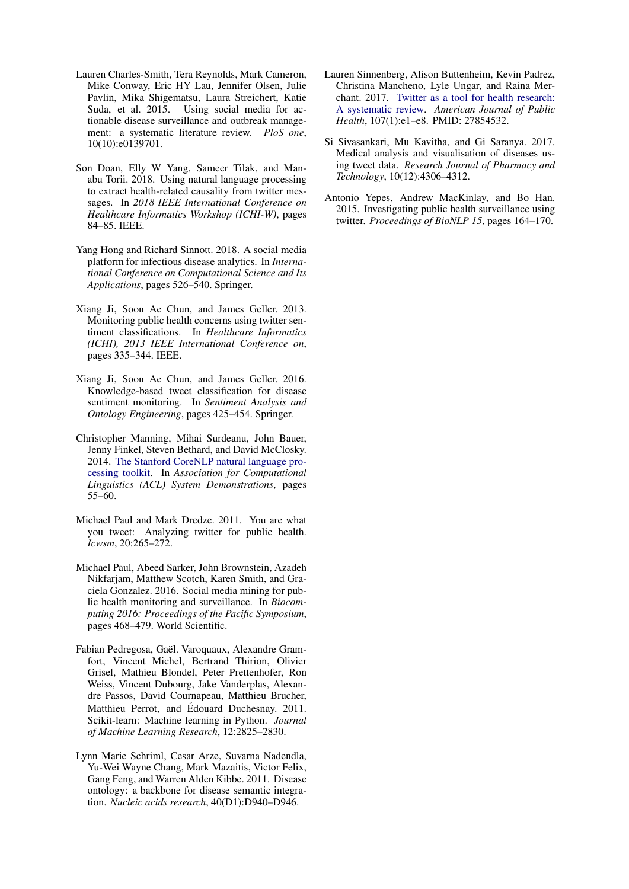Lauren Charles-Smith, Tera Reynolds, Mark Cameron, Mike Conway, Eric HY Lau, Jennifer Olsen, Julie Pavlin, Mika Shigematsu, Laura Streichert, Katie Suda, et al. 2015. Using social media for actionable disease surveillance and outbreak management: a systematic literature review. *PloS one*, 10(10):e0139701.

Son Doan, Elly W Yang, Sameer Tilak, and Manabu Torii. 2018. Using natural language processing to extract health-related causality from twitter messages. In *2018 IEEE International Conference on Healthcare Informatics Workshop (ICHI-W)*, pages 84–85. IEEE.

Yang Hong and Richard Sinnott. 2018. A social media platform for infectious disease analytics. In *International Conference on Computational Science and Its Applications*, pages 526–540. Springer.

Xiang Ji, Soon Ae Chun, and James Geller. 2013. Monitoring public health concerns using twitter sentiment classifications. In *Healthcare Informatics (ICHI), 2013 IEEE International Conference on*, pages 335–344. IEEE.

Xiang Ji, Soon Ae Chun, and James Geller. 2016. Knowledge-based tweet classification for disease sentiment monitoring. In *Sentiment Analysis and Ontology Engineering*, pages 425–454. Springer.

Christopher Manning, Mihai Surdeanu, John Bauer, Jenny Finkel, Steven Bethard, and David McClosky. 2014. The Stanford CoreNLP natural language processing toolkit. In *Association for Computational Linguistics (ACL) System Demonstrations*, pages 55–60.

Michael Paul and Mark Dredze. 2011. You are what you tweet: Analyzing twitter for public health. *Icwsm*, 20:265–272.

Michael Paul, Abeed Sarker, John Brownstein, Azadeh Nikfarjam, Matthew Scotch, Karen Smith, and Graciela Gonzalez. 2016. Social media mining for public health monitoring and surveillance. In *Biocomputing 2016: Proceedings of the Pacific Symposium*, pages 468–479. World Scientific.

Fabian Pedregosa, Gaël. Varoquaux, Alexandre Gramfort, Vincent Michel, Bertrand Thirion, Olivier Grisel, Mathieu Blondel, Peter Prettenhofer, Ron Weiss, Vincent Dubourg, Jake Vanderplas, Alexandre Passos, David Cournapeau, Matthieu Brucher, Matthieu Perrot, and Édouard Duchesnay. 2011. Scikit-learn: Machine learning in Python. *Journal of Machine Learning Research*, 12:2825–2830.

Lynn Marie Schriml, Cesar Arze, Suvarna Nadendla, Yu-Wei Wayne Chang, Mark Mazaitis, Victor Felix, Gang Feng, and Warren Alden Kibbe. 2011. Disease ontology: a backbone for disease semantic integration. *Nucleic acids research*, 40(D1):D940–D946.

Lauren Sinnenberg, Alison Buttenheim, Kevin Padrez, Christina Mancheno, Lyle Ungar, and Raina Merchant. 2017. Twitter as a tool for health research: A systematic review. *American Journal of Public Health*, 107(1):e1–e8. PMID: 27854532.

Si Sivasankari, Mu Kavitha, and Gi Saranya. 2017. Medical analysis and visualisation of diseases using tweet data. *Research Journal of Pharmacy and Technology*, 10(12):4306–4312.

Antonio Yepes, Andrew MacKinlay, and Bo Han. 2015. Investigating public health surveillance using twitter. *Proceedings of BioNLP 15*, pages 164–170.